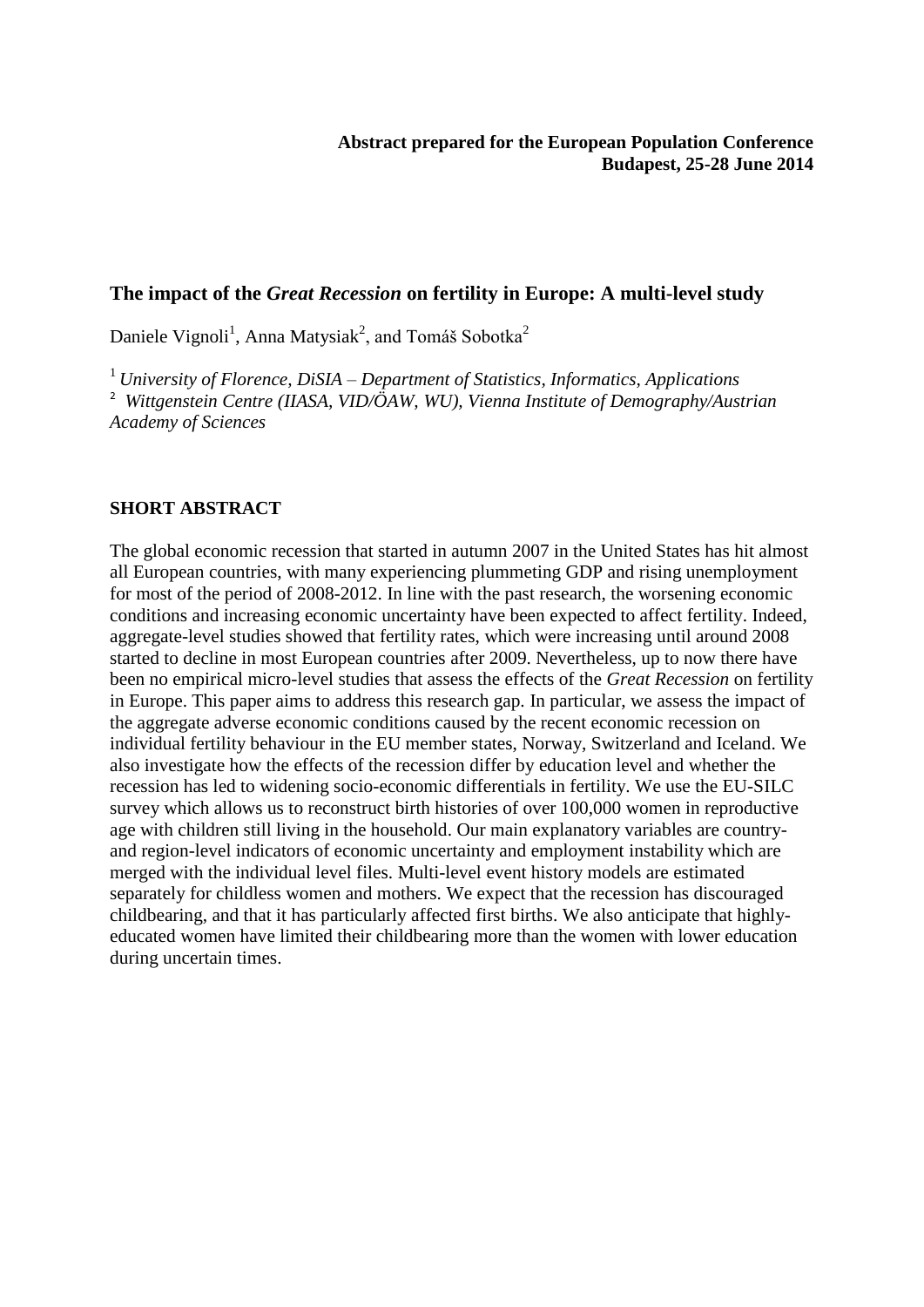**Abstract prepared for the European Population Conference**
**Budapest, 25-28 June 2014**

## The impact of the *Great Recession* on fertility in Europe: A multi-level study

Daniele Vignoli[1], Anna Matysiak[2], and Tomáš Sobotka[2]

[1] *University of Florence, DiSIA – Department of Statistics, Informatics, Applications*
[2] *Wittgenstein Centre (IIASA, VID/ÖAW, WU), Vienna Institute of Demography/Austrian Academy of Sciences*

### SHORT ABSTRACT

The global economic recession that started in autumn 2007 in the United States has hit almost all European countries, with many experiencing plummeting GDP and rising unemployment for most of the period of 2008-2012. In line with the past research, the worsening economic conditions and increasing economic uncertainty have been expected to affect fertility. Indeed, aggregate-level studies showed that fertility rates, which were increasing until around 2008 started to decline in most European countries after 2009. Nevertheless, up to now there have been no empirical micro-level studies that assess the effects of the *Great Recession* on fertility in Europe. This paper aims to address this research gap. In particular, we assess the impact of the aggregate adverse economic conditions caused by the recent economic recession on individual fertility behaviour in the EU member states, Norway, Switzerland and Iceland. We also investigate how the effects of the recession differ by education level and whether the recession has led to widening socio-economic differentials in fertility. We use the EU-SILC survey which allows us to reconstruct birth histories of over 100,000 women in reproductive age with children still living in the household. Our main explanatory variables are country- and region-level indicators of economic uncertainty and employment instability which are merged with the individual level files. Multi-level event history models are estimated separately for childless women and mothers. We expect that the recession has discouraged childbearing, and that it has particularly affected first births. We also anticipate that highly-educated women have limited their childbearing more than the women with lower education during uncertain times.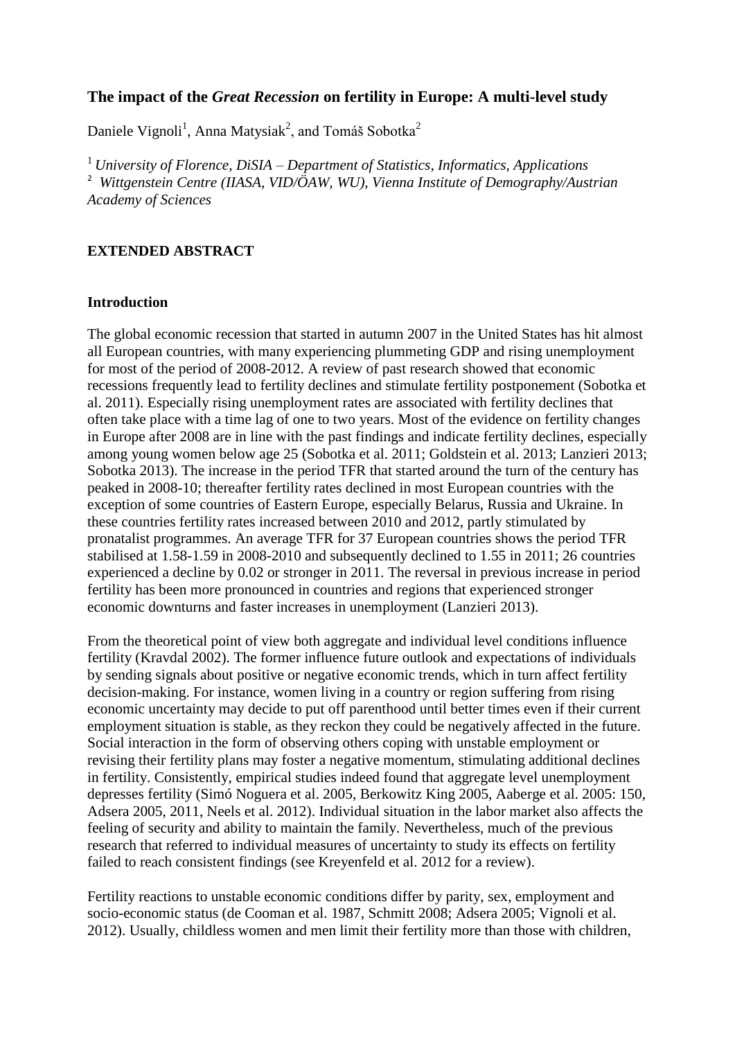# The impact of the *Great Recession* on fertility in Europe: A multi-level study

Daniele Vignoli[1], Anna Matysiak[2], and Tomáš Sobotka[2]

[1] *University of Florence, DiSIA – Department of Statistics, Informatics, Applications*
[2] *Wittgenstein Centre (IIASA, VID/ÖAW, WU), Vienna Institute of Demography/Austrian Academy of Sciences*

## EXTENDED ABSTRACT

### Introduction

The global economic recession that started in autumn 2007 in the United States has hit almost all European countries, with many experiencing plummeting GDP and rising unemployment for most of the period of 2008-2012. A review of past research showed that economic recessions frequently lead to fertility declines and stimulate fertility postponement (Sobotka et al. 2011). Especially rising unemployment rates are associated with fertility declines that often take place with a time lag of one to two years. Most of the evidence on fertility changes in Europe after 2008 are in line with the past findings and indicate fertility declines, especially among young women below age 25 (Sobotka et al. 2011; Goldstein et al. 2013; Lanzieri 2013; Sobotka 2013). The increase in the period TFR that started around the turn of the century has peaked in 2008-10; thereafter fertility rates declined in most European countries with the exception of some countries of Eastern Europe, especially Belarus, Russia and Ukraine. In these countries fertility rates increased between 2010 and 2012, partly stimulated by pronatalist programmes. An average TFR for 37 European countries shows the period TFR stabilised at 1.58-1.59 in 2008-2010 and subsequently declined to 1.55 in 2011; 26 countries experienced a decline by 0.02 or stronger in 2011. The reversal in previous increase in period fertility has been more pronounced in countries and regions that experienced stronger economic downturns and faster increases in unemployment (Lanzieri 2013).

From the theoretical point of view both aggregate and individual level conditions influence fertility (Kravdal 2002). The former influence future outlook and expectations of individuals by sending signals about positive or negative economic trends, which in turn affect fertility decision-making. For instance, women living in a country or region suffering from rising economic uncertainty may decide to put off parenthood until better times even if their current employment situation is stable, as they reckon they could be negatively affected in the future. Social interaction in the form of observing others coping with unstable employment or revising their fertility plans may foster a negative momentum, stimulating additional declines in fertility. Consistently, empirical studies indeed found that aggregate level unemployment depresses fertility (Simó Noguera et al. 2005, Berkowitz King 2005, Aaberge et al. 2005: 150, Adsera 2005, 2011, Neels et al. 2012). Individual situation in the labor market also affects the feeling of security and ability to maintain the family. Nevertheless, much of the previous research that referred to individual measures of uncertainty to study its effects on fertility failed to reach consistent findings (see Kreyenfeld et al. 2012 for a review).

Fertility reactions to unstable economic conditions differ by parity, sex, employment and socio-economic status (de Cooman et al. 1987, Schmitt 2008; Adsera 2005; Vignoli et al. 2012). Usually, childless women and men limit their fertility more than those with children,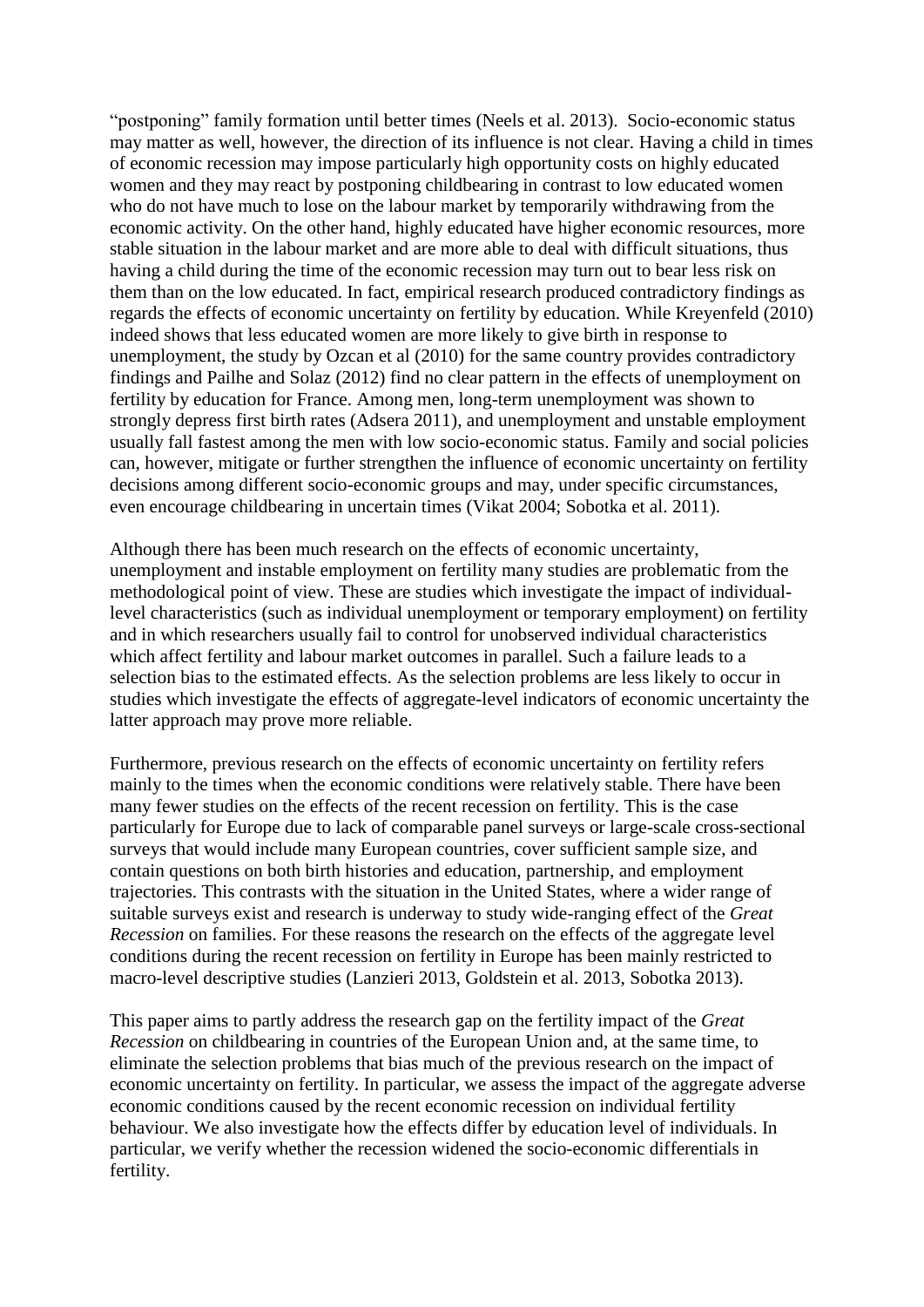"postponing" family formation until better times (Neels et al. 2013). Socio-economic status may matter as well, however, the direction of its influence is not clear. Having a child in times of economic recession may impose particularly high opportunity costs on highly educated women and they may react by postponing childbearing in contrast to low educated women who do not have much to lose on the labour market by temporarily withdrawing from the economic activity. On the other hand, highly educated have higher economic resources, more stable situation in the labour market and are more able to deal with difficult situations, thus having a child during the time of the economic recession may turn out to bear less risk on them than on the low educated. In fact, empirical research produced contradictory findings as regards the effects of economic uncertainty on fertility by education. While Kreyenfeld (2010) indeed shows that less educated women are more likely to give birth in response to unemployment, the study by Ozcan et al (2010) for the same country provides contradictory findings and Pailhe and Solaz (2012) find no clear pattern in the effects of unemployment on fertility by education for France. Among men, long-term unemployment was shown to strongly depress first birth rates (Adsera 2011), and unemployment and unstable employment usually fall fastest among the men with low socio-economic status. Family and social policies can, however, mitigate or further strengthen the influence of economic uncertainty on fertility decisions among different socio-economic groups and may, under specific circumstances, even encourage childbearing in uncertain times (Vikat 2004; Sobotka et al. 2011).

Although there has been much research on the effects of economic uncertainty, unemployment and instable employment on fertility many studies are problematic from the methodological point of view. These are studies which investigate the impact of individual-level characteristics (such as individual unemployment or temporary employment) on fertility and in which researchers usually fail to control for unobserved individual characteristics which affect fertility and labour market outcomes in parallel. Such a failure leads to a selection bias to the estimated effects. As the selection problems are less likely to occur in studies which investigate the effects of aggregate-level indicators of economic uncertainty the latter approach may prove more reliable.

Furthermore, previous research on the effects of economic uncertainty on fertility refers mainly to the times when the economic conditions were relatively stable. There have been many fewer studies on the effects of the recent recession on fertility. This is the case particularly for Europe due to lack of comparable panel surveys or large-scale cross-sectional surveys that would include many European countries, cover sufficient sample size, and contain questions on both birth histories and education, partnership, and employment trajectories. This contrasts with the situation in the United States, where a wider range of suitable surveys exist and research is underway to study wide-ranging effect of the *Great Recession* on families. For these reasons the research on the effects of the aggregate level conditions during the recent recession on fertility in Europe has been mainly restricted to macro-level descriptive studies (Lanzieri 2013, Goldstein et al. 2013, Sobotka 2013).

This paper aims to partly address the research gap on the fertility impact of the *Great Recession* on childbearing in countries of the European Union and, at the same time, to eliminate the selection problems that bias much of the previous research on the impact of economic uncertainty on fertility. In particular, we assess the impact of the aggregate adverse economic conditions caused by the recent economic recession on individual fertility behaviour. We also investigate how the effects differ by education level of individuals. In particular, we verify whether the recession widened the socio-economic differentials in fertility.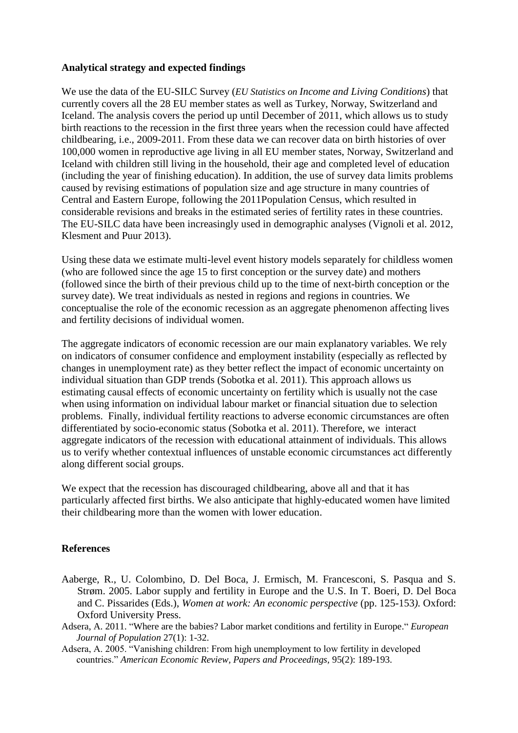**Analytical strategy and expected findings**

We use the data of the EU-SILC Survey (*EU Statistics on Income and Living Conditions*) that currently covers all the 28 EU member states as well as Turkey, Norway, Switzerland and Iceland. The analysis covers the period up until December of 2011, which allows us to study birth reactions to the recession in the first three years when the recession could have affected childbearing, i.e., 2009-2011. From these data we can recover data on birth histories of over 100,000 women in reproductive age living in all EU member states, Norway, Switzerland and Iceland with children still living in the household, their age and completed level of education (including the year of finishing education). In addition, the use of survey data limits problems caused by revising estimations of population size and age structure in many countries of Central and Eastern Europe, following the 2011Population Census, which resulted in considerable revisions and breaks in the estimated series of fertility rates in these countries. The EU-SILC data have been increasingly used in demographic analyses (Vignoli et al. 2012, Klesment and Puur 2013).

Using these data we estimate multi-level event history models separately for childless women (who are followed since the age 15 to first conception or the survey date) and mothers (followed since the birth of their previous child up to the time of next-birth conception or the survey date). We treat individuals as nested in regions and regions in countries. We conceptualise the role of the economic recession as an aggregate phenomenon affecting lives and fertility decisions of individual women.

The aggregate indicators of economic recession are our main explanatory variables. We rely on indicators of consumer confidence and employment instability (especially as reflected by changes in unemployment rate) as they better reflect the impact of economic uncertainty on individual situation than GDP trends (Sobotka et al. 2011). This approach allows us estimating causal effects of economic uncertainty on fertility which is usually not the case when using information on individual labour market or financial situation due to selection problems. Finally, individual fertility reactions to adverse economic circumstances are often differentiated by socio-economic status (Sobotka et al. 2011). Therefore, we interact aggregate indicators of the recession with educational attainment of individuals. This allows us to verify whether contextual influences of unstable economic circumstances act differently along different social groups.

We expect that the recession has discouraged childbearing, above all and that it has particularly affected first births. We also anticipate that highly-educated women have limited their childbearing more than the women with lower education.

**References**

Aaberge, R., U. Colombino, D. Del Boca, J. Ermisch, M. Francesconi, S. Pasqua and S. Strøm. 2005. Labor supply and fertility in Europe and the U.S. In T. Boeri, D. Del Boca and C. Pissarides (Eds.), *Women at work: An economic perspective* (pp. 125-153*).* Oxford: Oxford University Press.

Adsera, A. 2011. "Where are the babies? Labor market conditions and fertility in Europe." *European Journal of Population* 27(1): 1-32.

Adsera, A. 2005. "Vanishing children: From high unemployment to low fertility in developed countries." *American Economic Review, Papers and Proceedings,* 95(2): 189-193.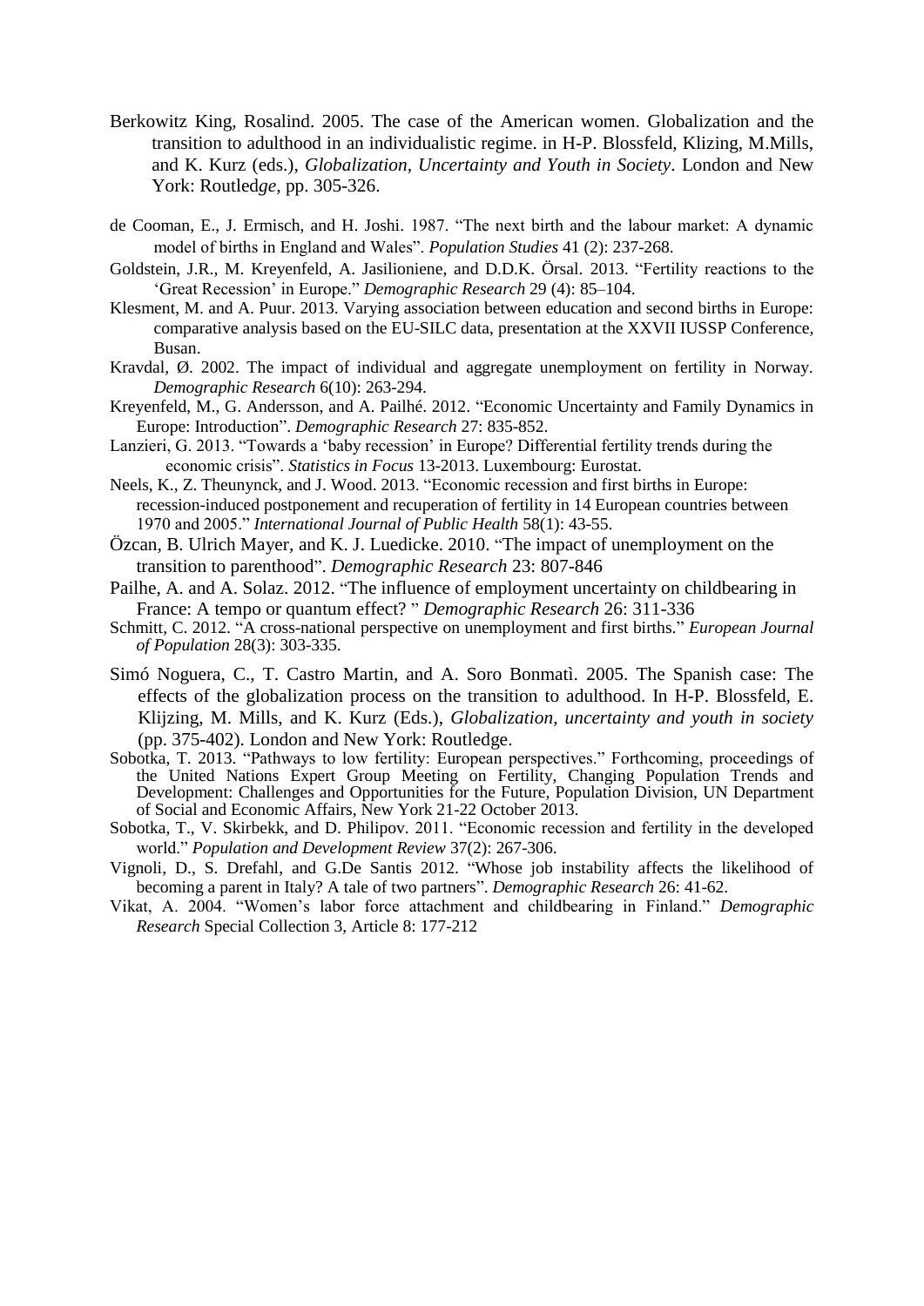Berkowitz King, Rosalind. 2005. The case of the American women. Globalization and the transition to adulthood in an individualistic regime. in H-P. Blossfeld, Klizing, M.Mills, and K. Kurz (eds.), *Globalization, Uncertainty and Youth in Society*. London and New York: Routled*ge*, pp. 305-326.

de Cooman, E., J. Ermisch, and H. Joshi. 1987. "The next birth and the labour market: A dynamic model of births in England and Wales". *Population Studies* 41 (2): 237-268.

Goldstein, J.R., M. Kreyenfeld, A. Jasilioniene, and D.D.K. Örsal. 2013. "Fertility reactions to the 'Great Recession' in Europe." *Demographic Research* 29 (4): 85–104.

Klesment, M. and A. Puur. 2013. Varying association between education and second births in Europe: comparative analysis based on the EU-SILC data, presentation at the XXVII IUSSP Conference, Busan.

Kravdal, Ø. 2002. The impact of individual and aggregate unemployment on fertility in Norway. *Demographic Research* 6(10): 263-294.

Kreyenfeld, M., G. Andersson, and A. Pailhé. 2012. "Economic Uncertainty and Family Dynamics in Europe: Introduction". *Demographic Research* 27: 835-852.

Lanzieri, G. 2013. "Towards a 'baby recession' in Europe? Differential fertility trends during the economic crisis". *Statistics in Focus* 13-2013. Luxembourg: Eurostat.

Neels, K., Z. Theunynck, and J. Wood. 2013. "Economic recession and first births in Europe: recession-induced postponement and recuperation of fertility in 14 European countries between 1970 and 2005." *International Journal of Public Health* 58(1): 43-55.

Özcan, B. Ulrich Mayer, and K. J. Luedicke. 2010. "The impact of unemployment on the transition to parenthood". *Demographic Research* 23: 807-846

Pailhe, A. and A. Solaz. 2012. "The influence of employment uncertainty on childbearing in France: A tempo or quantum effect? " *Demographic Research* 26: 311-336

Schmitt, C. 2012. "A cross-national perspective on unemployment and first births." *European Journal of Population* 28(3): 303-335.

Simó Noguera, C., T. Castro Martin, and A. Soro Bonmatì. 2005. The Spanish case: The effects of the globalization process on the transition to adulthood. In H-P. Blossfeld, E. Klijzing, M. Mills, and K. Kurz (Eds.), *Globalization, uncertainty and youth in society* (pp. 375-402). London and New York: Routledge.

Sobotka, T. 2013. "Pathways to low fertility: European perspectives." Forthcoming, proceedings of the United Nations Expert Group Meeting on Fertility, Changing Population Trends and Development: Challenges and Opportunities for the Future, Population Division, UN Department of Social and Economic Affairs, New York 21-22 October 2013.

Sobotka, T., V. Skirbekk, and D. Philipov. 2011. "Economic recession and fertility in the developed world." *Population and Development Review* 37(2): 267-306.

Vignoli, D., S. Drefahl, and G.De Santis 2012. "Whose job instability affects the likelihood of becoming a parent in Italy? A tale of two partners". *Demographic Research* 26: 41-62.

Vikat, A. 2004. "Women's labor force attachment and childbearing in Finland." *Demographic Research* Special Collection 3, Article 8: 177-212